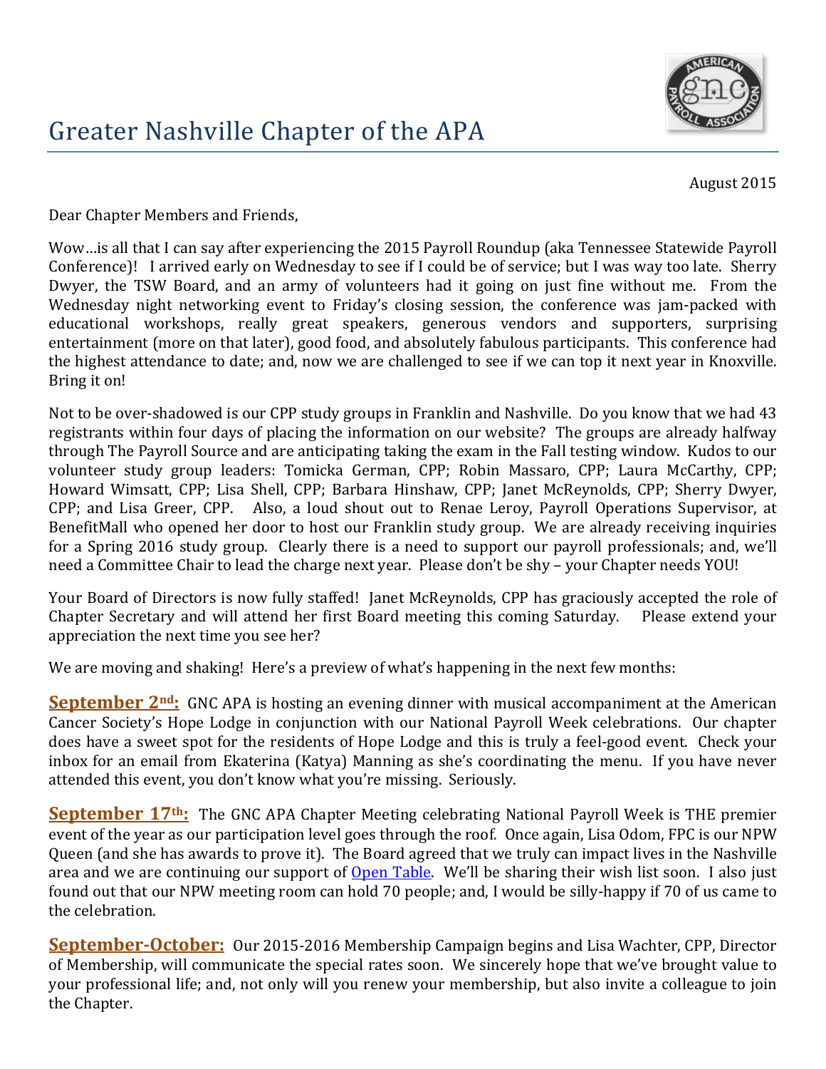# Greater Nashville Chapter of the APA

August 2015

Dear Chapter Members and Friends,

Wow…is all that I can say after experiencing the 2015 Payroll Roundup (aka Tennessee Statewide Payroll Conference)! I arrived early on Wednesday to see if I could be of service; but I was way too late. Sherry Dwyer, the TSW Board, and an army of volunteers had it going on just fine without me. From the Wednesday night networking event to Friday's closing session, the conference was jam-packed with educational workshops, really great speakers, generous vendors and supporters, surprising entertainment (more on that later), good food, and absolutely fabulous participants. This conference had the highest attendance to date; and, now we are challenged to see if we can top it next year in Knoxville. Bring it on!

Not to be over-shadowed is our CPP study groups in Franklin and Nashville. Do you know that we had 43 registrants within four days of placing the information on our website? The groups are already halfway through The Payroll Source and are anticipating taking the exam in the Fall testing window. Kudos to our volunteer study group leaders: Tomicka German, CPP; Robin Massaro, CPP; Laura McCarthy, CPP; Howard Wimsatt, CPP; Lisa Shell, CPP; Barbara Hinshaw, CPP; Janet McReynolds, CPP; Sherry Dwyer, CPP; and Lisa Greer, CPP. Also, a loud shout out to Renae Leroy, Payroll Operations Supervisor, at BenefitMall who opened her door to host our Franklin study group. We are already receiving inquiries for a Spring 2016 study group. Clearly there is a need to support our payroll professionals; and, we'll need a Committee Chair to lead the charge next year. Please don't be shy – your Chapter needs YOU!

Your Board of Directors is now fully staffed! Janet McReynolds, CPP has graciously accepted the role of Chapter Secretary and will attend her first Board meeting this coming Saturday. Please extend your appreciation the next time you see her?

We are moving and shaking! Here's a preview of what's happening in the next few months:

**September 2nd:** GNC APA is hosting an evening dinner with musical accompaniment at the American Cancer Society's Hope Lodge in conjunction with our National Payroll Week celebrations. Our chapter does have a sweet spot for the residents of Hope Lodge and this is truly a feel-good event. Check your inbox for an email from Ekaterina (Katya) Manning as she's coordinating the menu. If you have never attended this event, you don't know what you're missing. Seriously.

**September 17th:** The GNC APA Chapter Meeting celebrating National Payroll Week is THE premier event of the year as our participation level goes through the roof. Once again, Lisa Odom, FPC is our NPW Queen (and she has awards to prove it). The Board agreed that we truly can impact lives in the Nashville area and we are continuing our support of Open Table. We'll be sharing their wish list soon. I also just found out that our NPW meeting room can hold 70 people; and, I would be silly-happy if 70 of us came to the celebration.

**September-October:** Our 2015-2016 Membership Campaign begins and Lisa Wachter, CPP, Director of Membership, will communicate the special rates soon. We sincerely hope that we've brought value to your professional life; and, not only will you renew your membership, but also invite a colleague to join the Chapter.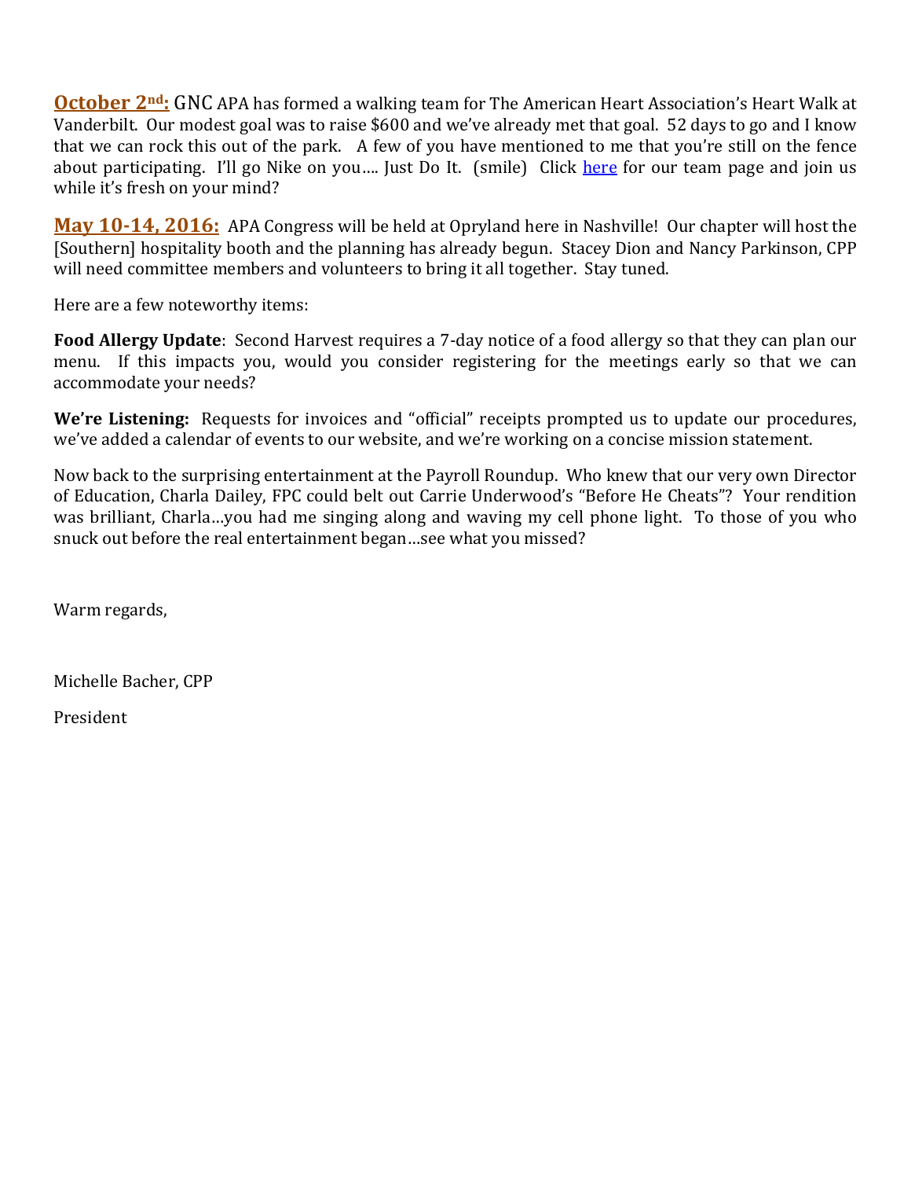**October 2nd:** GNC APA has formed a walking team for The American Heart Association's Heart Walk at Vanderbilt. Our modest goal was to raise $600 and we've already met that goal. 52 days to go and I know that we can rock this out of the park. A few of you have mentioned to me that you're still on the fence about participating. I'll go Nike on you…. Just Do It. (smile) Click here for our team page and join us while it's fresh on your mind?

**May 10-14, 2016:** APA Congress will be held at Opryland here in Nashville! Our chapter will host the [Southern] hospitality booth and the planning has already begun. Stacey Dion and Nancy Parkinson, CPP will need committee members and volunteers to bring it all together. Stay tuned.

Here are a few noteworthy items:

**Food Allergy Update**: Second Harvest requires a 7-day notice of a food allergy so that they can plan our menu. If this impacts you, would you consider registering for the meetings early so that we can accommodate your needs?

**We're Listening:** Requests for invoices and "official" receipts prompted us to update our procedures, we've added a calendar of events to our website, and we're working on a concise mission statement.

Now back to the surprising entertainment at the Payroll Roundup. Who knew that our very own Director of Education, Charla Dailey, FPC could belt out Carrie Underwood's "Before He Cheats"? Your rendition was brilliant, Charla…you had me singing along and waving my cell phone light. To those of you who snuck out before the real entertainment began…see what you missed?

Warm regards,

Michelle Bacher, CPP

President